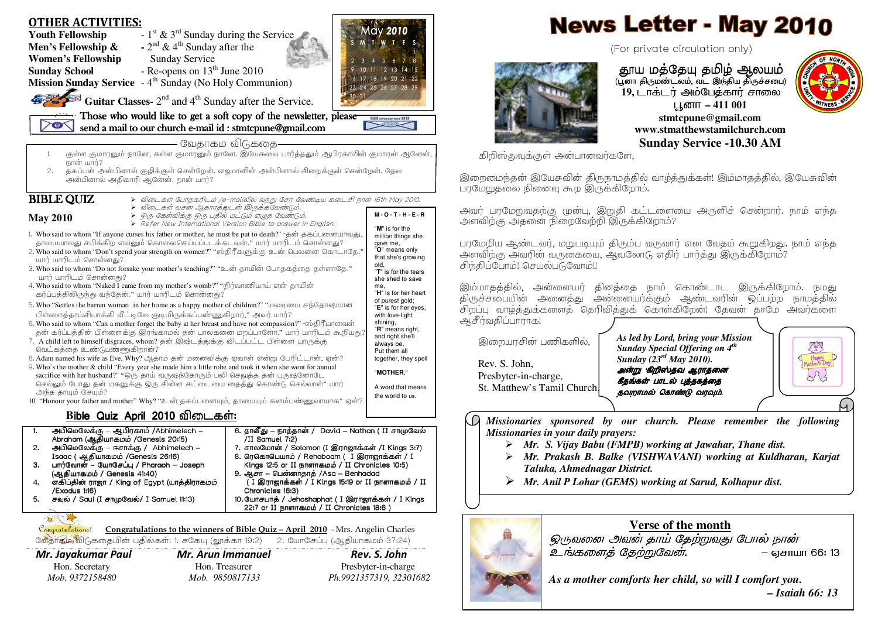# News Letter - May 2010

(For private circulation only)

**தூய மத்தேயு தமிழ் ஆலயம்**
(பூனா திருமண்டலம், வட இந்திய திருச்சபை)
**19, டாக்டர் அம்பேத்கார் சாலை**
**பூனா – 411 001**
**stmtcpune@gmail.com**
**www.stmatthewstamilchurch.com**
**Sunday Service -10.30 AM**

கிறிஸ்துவுக்குள் அன்பானவர்களே,

இறைமைந்தன் இயேசுவின் திருநாமத்தில் வாழ்த்துக்கள்! இம்மாதத்தில், இயேசுவின் பரமேறுதலை நினைவு கூற இருக்கிறோம்.

அவர் பரமேறுவதற்கு முன்பு, இறுதி கட்டளையை அருளிச் சென்றார். நாம் எந்த அளவிற்கு அதனை நிறைவேற்றி இருக்கிறோம்?

பரமேறிய ஆண்டவர், மறுபடியும் திரும்ப வருவார் என வேதம் கூறுகிறது. நாம் எந்த அளவிற்கு அவரின் வருகையை, ஆவலோடு எதிர் பார்த்து இருக்கிறோம்? சிந்திப்போம்! செயல்படுவோம்!!

இம்மாதத்தில், அன்னையர் தினத்தை நாம் கொண்டாட இருக்கிறோம். நமது திருச்சபையின் அனைத்து அன்னையர்க்கும் ஆண்டவரின் ஒப்பற்ற நாமத்தில் சிறப்பு வாழ்த்துக்களைத் தெரிவித்துக் கொள்கிறேன்! தேவன் தாமே அவர்களை ஆசீர்வதிப்பாராக!

இறையரசின் பணிகளில்,

Rev. S. John,
Presbyter-in-charge,
St. Matthew's Tamil Church.

*As led by Lord, bring your Mission Sunday Special Offering on 4th Sunday (23rd May 2010).*
*அன்று கிறிஸ்தவ ஆராதனை கீதங்கள் பாடல் புத்தகத்தை தவறாமல் கொண்டு வரவும்.*

*Missionaries sponsored by our church. Please remember the following Missionaries in your daily prayers:*

- *Mr. S. Vijay Babu (FMPB) working at Jawahar, Thane dist.*
- *Mr. Prakash B. Balke (VISHWAVANI) working at Kuldharan, Karjat Taluka, Ahmednagar District.*
- *Mr. Anil P Lohar (GEMS) working at Sarud, Kolhapur dist.*

## Verse of the month

*ஒருவனை அவன் தாய் தேற்றுவது போல் நான் உங்களைத் தேற்றுவேன்.* – ஏசாயா 66: 13

*As a mother comforts her child, so will I comfort you.*
*– Isaiah 66: 13*

## OTHER ACTIVITIES:

**Youth Fellowship** - 1st & 3rd Sunday during the Service
**Men's Fellowship & Women's Fellowship** - 2nd & 4th Sunday after the Sunday Service
**Sunday School** - Re-opens on 13th June 2010
**Mission Sunday Service** - 4th Sunday (No Holy Communion)
**Guitar Classes-** 2nd and 4th Sunday after the Service.

**Those who would like to get a soft copy of the newsletter, please send a mail to our church e-mail id : stmtcpune@gmail.com**

### வேதாகம விடுகதை

1. குள்ள குமாரனும் நானே, கள்ள குமாரனும் நானே. இயேசுவை பார்த்ததும் ஆபிரகாமின் குமாரன் ஆனேன், நான் யார்?
2. தகப்பன் அன்பினால் குழிக்குள் சென்றேன். எஜமானின் அன்பினால் சிறைக்குள் சென்றேன். தேவ அன்பினால் அதிகாரி ஆனேன். நான் யார்?

## BIBLE QUIZ

**May 2010**

- *விடைகள் போதகரிடம் /e-mailலில் வந்து சேர வேண்டிய கடைசி நாள் 16th May 2010.*
- *விடைகள் வசன ஆதாரத்துடன் இருக்கவேண்டும்.*
- *ஒரு கேள்விக்கு ஒரு பதில் மட்டும் எழுத வேண்டும்.*
- *Refer New International Version Bible to answer in English.*

1. Who said to whom "If anyone curses his father or mother, he must be put to death?" "தன் தகப்பனையாவது, தாயையாவது சபிக்கிற எவனும் கொலைசெய்யப்படக்கடவன்." யார் யாரிடம் சொன்னது?
2. Who said to whom "Don't spend your strength on women?" "ஸ்திரீகளுக்கு உன் பெலனை கொடாதே." யார் யாரிடம் சொன்னது?
3. Who said to whom "Do not forsake your mother's teaching?" "உன் தாயின் போதகத்தை தள்ளாதே." யார் யாரிடம் சொன்னது?
4. Who said to whom "Naked I came from my mother's womb?" "நிர்வாணியாய் என் தாயின் கர்ப்பத்திலிருந்து வந்தேன்." யார் யாரிடம் சொன்னது?
5. Who "Settles the barren woman in her home as a happy mother of children?" "மலடியை சந்தோஷமான பிள்ளைத்தாய்சியாக்கி வீட்டிலே குடியிருக்கப்பண்ணுகிறார்," அவர் யார்?
6. Who said to whom "Can a mother forget the baby at her breast and have not compassion?" "ஸ்திரீயானவள் தன் கர்ப்பத்தின் பிள்ளைக்கு இரங்காமல் தன் பாலகனை மறப்பாளோ." யார் யாரிடம் கூறியது?
7. A child left to himself disgraces, whom? தன் இஷ்டத்துக்கு விடப்பட்ட பிள்ளை யாருக்கு வெட்கத்தை உண்டுபண்ணுகிறான்?
8. Adam named his wife as Eve, Why? ஆதாம் தன் மனைவிக்கு ஏவாள் என்று பேரிட்டான், ஏன்?
9. Who's the mother & child "Every year she made him a little robe and took it when she went for annual sacrifice with her husband?" "ஒரு தாய் வருஷந்தோறும் பலி செலுத்த தன் புருஷனோடே செல்லும் போது தன் மகனுக்கு ஒரு சின்ன சட்டையை தைத்து கொண்டு செல்வாள்" யார் அந்த தாயும் சேயும்?
10. "Honour your father and mother" Why? "உன் தகப்பனையும், தாயையும் கனம்பண்ணுவாயாக" ஏன்?

**M-O-T-H-E-R**

"M" is for the million things she gave me,
"O" means only that she's growing old,
"T" is for the tears she shed to save me,
"H" is for her heart of purest gold;
"E" is for her eyes, with love-light shining,
"R" means right, and right she'll always be,
Put them all together, they spell

"MOTHER,"

A word that means the world to us.

## Bible Quiz April 2010 விடைகள்:

| | |
|---|---|
| 1. அபிமெலேக்கு – ஆபிரகாம் /Abimelech – Abraham (ஆதியாகமம் /Genesis 20:15) | 6. தாவீது – நாத்தான் / David – Nathan ( II சாமுவேல் /II Samuel 7:2) |
| 2. அபிமெலேக்கு – ஈசாக்கு / Abhimelech – Isaac ( ஆதியாகமம் /Genesis 26:16) | 7. சாலமோன் / Solomon (I இராஜாக்கள் /I Kings 3:7) |
| 3. பார்வோன் – யோசேப்பு / Pharaoh – Joseph (ஆதியாகமம் / Genesis 41:40) | 8. ரெகொபெயாம் / Rehoboam ( I இராஜாக்கள் / I Kings 12:5 or II நாளாகமம் / II Chronicles 10:5) |
| 4. எகிப்தின் ராஜா / King of Egypt (யாத்திராகமம் /Exodus 1:16) | 9. ஆசா – பென்னாதாத் /Asa – Benhadad ( I இராஜாக்கள் / I Kings 15:19 or II நாளாகமம் / II Chronicles 16:3) |
| 5. சவுல் / Saul (I சாமுவேல்/ I Samuel 11:13) | 10. யோசபாத் / Jehoshaphat ( I இராஜாக்கள் / I Kings 22:7 or II நாளாகமம் / II Chronicles 18:6 ) |

**Congratulations to the winners of Bible Quiz – April 2010** - Mrs. Angelin Charles

வேதாகம விடுகதையின் பதில்கள்: 1. சகேயு (லூக்கா 19:2) 2. யோசேப்பு (ஆதியாகமம் 37:24)

| **Mr. Jayakumar Paul** | **Mr. Arun Immanuel** | **Rev. S. John** |
|---|---|---|
| Hon. Secretary | Hon. Treasurer | Presbyter-in-charge |
| *Mob. 9372158480* | *Mob. 9850817133* | *Ph.9921357319, 32301682* |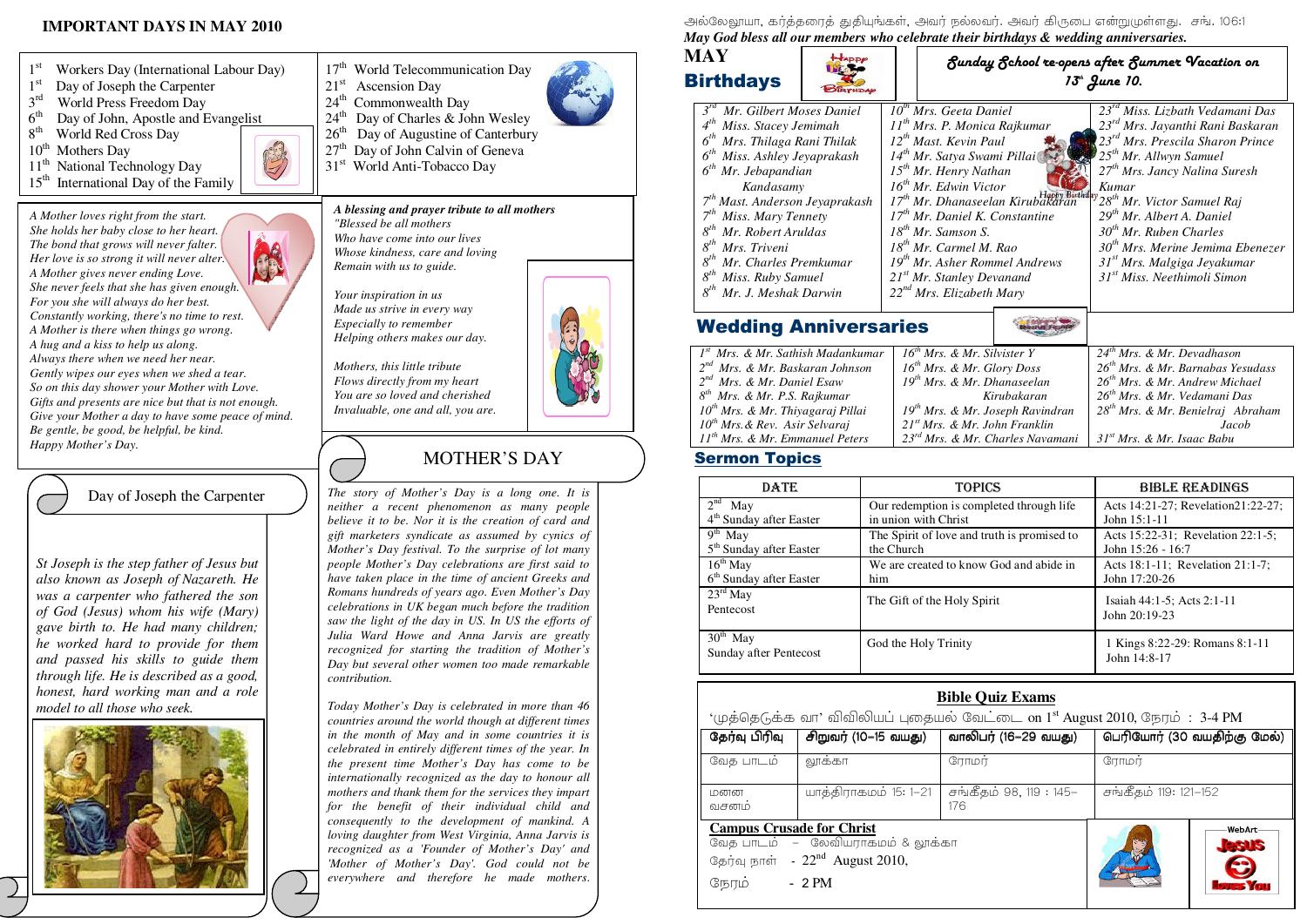# IMPORTANT DAYS IN MAY 2010

1st Workers Day (International Labour Day)
1st Day of Joseph the Carpenter
3rd World Press Freedom Day
6th Day of John, Apostle and Evangelist
8th World Red Cross Day
10th Mothers Day
11th National Technology Day
15th International Day of the Family

17th World Telecommunication Day
21st Ascension Day
24th Commonwealth Day
24th Day of Charles & John Wesley
26th Day of Augustine of Canterbury
27th Day of John Calvin of Geneva
31st World Anti-Tobacco Day

*A Mother loves right from the start.*
*She holds her baby close to her heart.*
*The bond that grows will never falter.*
*Her love is so strong it will never alter.*
*A Mother gives never ending Love.*
*She never feels that she has given enough.*
*For you she will always do her best.*
*Constantly working, there's no time to rest.*
*A Mother is there when things go wrong.*
*A hug and a kiss to help us along.*
*Always there when we need her near.*
*Gently wipes our eyes when we shed a tear.*
*So on this day shower your Mother with Love.*
*Gifts and presents are nice but that is not enough.*
*Give your Mother a day to have some peace of mind.*
*Be gentle, be good, be helpful, be kind.*
*Happy Mother's Day.*

***A blessing and prayer tribute to all mothers***

*"Blessed be all mothers*
*Who have come into our lives*
*Whose kindness, care and loving*
*Remain with us to guide.*

*Your inspiration in us*
*Made us strive in every way*
*Especially to remember*
*Helping others makes our day.*

*Mothers, this little tribute*
*Flows directly from my heart*
*You are so loved and cherished*
*Invaluable, one and all, you are.*

## Day of Joseph the Carpenter

*St Joseph is the step father of Jesus but also known as Joseph of Nazareth. He was a carpenter who fathered the son of God (Jesus) whom his wife (Mary) gave birth to. He had many children; he worked hard to provide for them and passed his skills to guide them through life. He is described as a good, honest, hard working man and a role model to all those who seek.*

## MOTHER'S DAY

*The story of Mother's Day is a long one. It is neither a recent phenomenon as many people believe it to be. Nor it is the creation of card and gift marketers syndicate as assumed by cynics of Mother's Day festival. To the surprise of lot many people Mother's Day celebrations are first said to have taken place in the time of ancient Greeks and Romans hundreds of years ago. Even Mother's Day celebrations in UK began much before the tradition saw the light of the day in US. In US the efforts of Julia Ward Howe and Anna Jarvis are greatly recognized for starting the tradition of Mother's Day but several other women too made remarkable contribution.*

*Today Mother's Day is celebrated in more than 46 countries around the world though at different times in the month of May and in some countries it is celebrated in entirely different times of the year. In the present time Mother's Day has come to be internationally recognized as the day to honour all mothers and thank them for the services they impart for the benefit of their individual child and consequently to the development of mankind. A loving daughter from West Virginia, Anna Jarvis is recognized as a 'Founder of Mother's Day' and 'Mother of Mother's Day'. God could not be everywhere and therefore he made mothers.*

அல்லேலூயா, கர்த்தரைத் துதியுங்கள், அவர் நல்லவர். அவர் கிருபை என்றுமுள்ளது. சங். 106:1

***May God bless all our members who celebrate their birthdays & wedding anniversaries.***

*Sunday School re-opens after Summer Vacation on 13th June 10.*

## MAY Birthdays

| | | |
|---|---|---|
| 3rd Mr. Gilbert Moses Daniel | 10th Mrs. Geeta Daniel | 23rd Miss. Lizbath Vedamani Das |
| 4th Miss. Stacey Jemimah | 11th Mrs. P. Monica Rajkumar | 23rd Mrs. Jayanthi Rani Baskaran |
| 6th Mrs. Thilaga Rani Thilak | 12th Mast. Kevin Paul | 23rd Mrs. Prescila Sharon Prince |
| 6th Miss. Akshaya Jeyaprakash | 14th Mr. Satya Swami Pillai | 25th Mr. Allwyn Samuel |
| 6th Mr. Jebapandian Kandasamy | 15th Mr. Henry Nathan | 27th Mrs. Jancy Nalina Suresh Kumar |
| | 16th Mr. Edwin Victor | |
| 7th Mast. Anderson Jeyaprakash | 17th Mr. Dhanaseelan Kirubakaran | 28th Mr. Victor Samuel Raj |
| 7th Miss. Mary Tennety | 17th Mr. Daniel K. Constantine | 29th Mr. Albert A. Daniel |
| 8th Mr. Robert Aruldas | 18th Mr. Samson S. | 30th Mr. Ruben Charles |
| 8th Mrs. Triveni | 18th Mr. Carmel M. Rao | 30th Mrs. Merine Jemima Ebenezer |
| 8th Mr. Charles Premkumar | 19th Mr. Asher Rommel Andrews | 31st Mrs. Malgiga Jeyakumar |
| 8th Miss. Ruby Samuel | 21st Mr. Stanley Devanand | 31st Miss. Neethimoli Simon |
| 8th Mr. J. Meshak Darwin | 22nd Mrs. Elizabeth Mary | |

## Wedding Anniversaries

| | | |
|---|---|---|
| 1st Mrs. & Mr. Sathish Madankumar | 16th Mrs. & Mr. Silvister Y | 24th Mrs. & Mr. Devadhason |
| 2nd Mrs. & Mr. Baskaran Johnson | 16th Mrs. & Mr. Glory Doss | 26th Mrs. & Mr. Barnabas Yesudass |
| 2nd Mrs. & Mr. Daniel Esaw | 19th Mrs. & Mr. Dhanaseelan Kirubakaran | 26th Mrs. & Mr. Andrew Michael |
| 8th Mrs. & Mr. P.S. Rajkumar | | 26th Mrs. & Mr. Vedamani Das |
| 10th Mrs. & Mr. Thiyagaraj Pillai | 19th Mrs. & Mr. Joseph Ravindran | 28th Mrs. & Mr. Benielraj Abraham Jacob |
| 10th Mrs.& Rev. Asir Selvaraj | 21st Mrs. & Mr. John Franklin | |
| 11th Mrs. & Mr. Emmanuel Peters | 23rd Mrs. & Mr. Charles Navamani | 31st Mrs. & Mr. Isaac Babu |

## Sermon Topics

| DATE | TOPICS | BIBLE READINGS |
|---|---|---|
| 2nd May<br>4th Sunday after Easter | Our redemption is completed through life in union with Christ | Acts 14:21-27; Revelation21:22-27; John 15:1-11 |
| 9th May<br>5th Sunday after Easter | The Spirit of love and truth is promised to the Church | Acts 15:22-31; Revelation 22:1-5; John 15:26 - 16:7 |
| 16th May<br>6th Sunday after Easter | We are created to know God and abide in him | Acts 18:1-11; Revelation 21:1-7; John 17:20-26 |
| 23rd May<br>Pentecost | The Gift of the Holy Spirit | Isaiah 44:1-5; Acts 2:1-11<br>John 20:19-23 |
| 30th May<br>Sunday after Pentecost | God the Holy Trinity | 1 Kings 8:22-29: Romans 8:1-11<br>John 14:8-17 |

## Bible Quiz Exams

'முத்தெடுக்க வா' விவிலியப் புதையல் வேட்டை on 1st August 2010, நேரம் : 3-4 PM

| தேர்வு பிரிவு | சிறுவர் (10–15 வயது) | வாலிபர் (16–29 வயது) | பெரியோர் (30 வயதிற்கு மேல்) |
|---|---|---|---|
| வேத பாடம் | லூக்கா | ரோமர் | ரோமர் |
| மனன வசனம் | யாத்திராகமம் 15: 1–21 | சங்கீதம் 98, 119 : 145–176 | சங்கீதம் 119: 121–152 |

**Campus Crusade for Christ**

வேத பாடம் – லேவியராகமம் & லூக்கா
தேர்வு நாள் - 22nd August 2010,
நேரம் - 2 PM